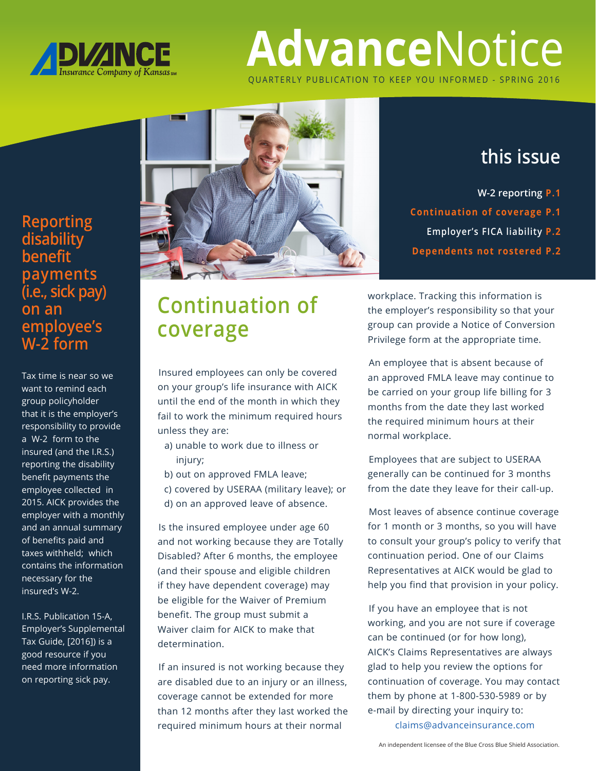# AdvanceNotice

QUARTERLY PUBLICATION TO KEEP YOU INFORMED - SPRING 2016

## this issue

- W-2 reporting P.1
- Continuation of coverage P.1
- Employer's FICA liability P.2
- Dependents not rostered P.2

## Reporting disability benefit payments (i.e., sick pay) on an employee's W-2 form

Tax time is near so we want to remind each group policyholder that it is the employer's responsibility to provide a W-2 form to the insured (and the I.R.S.) reporting the disability benefit payments the employee collected in 2015. AICK provides the employer with a monthly and an annual summary of benefits paid and taxes withheld; which contains the information necessary for the insured's W-2.

I.R.S. Publication 15-A, Employer's Supplemental Tax Guide, [2016]) is a good resource if you need more information on reporting sick pay.

## Continuation of coverage

Insured employees can only be covered on your group's life insurance with AICK until the end of the month in which they fail to work the minimum required hours unless they are:

a) unable to work due to illness or injury;
b) out on approved FMLA leave;
c) covered by USERAA (military leave); or
d) on an approved leave of absence.

Is the insured employee under age 60 and not working because they are Totally Disabled? After 6 months, the employee (and their spouse and eligible children if they have dependent coverage) may be eligible for the Waiver of Premium benefit. The group must submit a Waiver claim for AICK to make that determination.

If an insured is not working because they are disabled due to an injury or an illness, coverage cannot be extended for more than 12 months after they last worked the required minimum hours at their normal workplace. Tracking this information is the employer's responsibility so that your group can provide a Notice of Conversion Privilege form at the appropriate time.

An employee that is absent because of an approved FMLA leave may continue to be carried on your group life billing for 3 months from the date they last worked the required minimum hours at their normal workplace.

Employees that are subject to USERAA generally can be continued for 3 months from the date they leave for their call-up.

Most leaves of absence continue coverage for 1 month or 3 months, so you will have to consult your group's policy to verify that continuation period. One of our Claims Representatives at AICK would be glad to help you find that provision in your policy.

If you have an employee that is not working, and you are not sure if coverage can be continued (or for how long), AICK's Claims Representatives are always glad to help you review the options for continuation of coverage. You may contact them by phone at 1-800-530-5989 or by e-mail by directing your inquiry to:

claims@advanceinsurance.com

An independent licensee of the Blue Cross Blue Shield Association.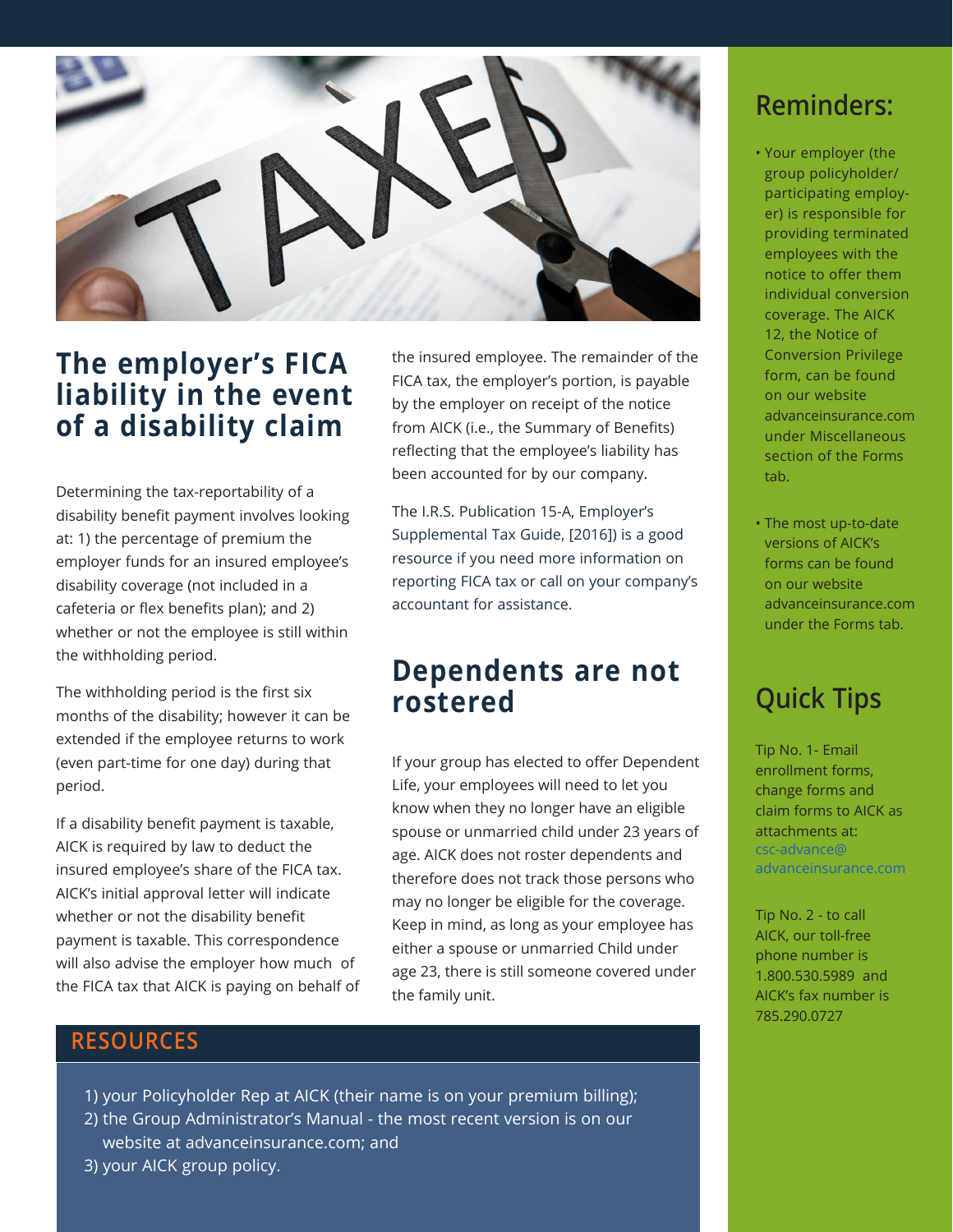## The employer's FICA liability in the event of a disability claim

Determining the tax-reportability of a disability benefit payment involves looking at: 1) the percentage of premium the employer funds for an insured employee's disability coverage (not included in a cafeteria or flex benefits plan); and 2) whether or not the employee is still within the withholding period.

The withholding period is the first six months of the disability; however it can be extended if the employee returns to work (even part-time for one day) during that period.

If a disability benefit payment is taxable, AICK is required by law to deduct the insured employee's share of the FICA tax. AICK's initial approval letter will indicate whether or not the disability benefit payment is taxable. This correspondence will also advise the employer how much of the FICA tax that AICK is paying on behalf of the insured employee. The remainder of the FICA tax, the employer's portion, is payable by the employer on receipt of the notice from AICK (i.e., the Summary of Benefits) reflecting that the employee's liability has been accounted for by our company.

The I.R.S. Publication 15-A, Employer's Supplemental Tax Guide, [2016]) is a good resource if you need more information on reporting FICA tax or call on your company's accountant for assistance.

## Dependents are not rostered

If your group has elected to offer Dependent Life, your employees will need to let you know when they no longer have an eligible spouse or unmarried child under 23 years of age. AICK does not roster dependents and therefore does not track those persons who may no longer be eligible for the coverage. Keep in mind, as long as your employee has either a spouse or unmarried Child under age 23, there is still someone covered under the family unit.

## RESOURCES

1) your Policyholder Rep at AICK (their name is on your premium billing);
2) the Group Administrator's Manual - the most recent version is on our website at advanceinsurance.com; and
3) your AICK group policy.

## Reminders:

- Your employer (the group policyholder/ participating employer) is responsible for providing terminated employees with the notice to offer them individual conversion coverage. The AICK 12, the Notice of Conversion Privilege form, can be found on our website advanceinsurance.com under Miscellaneous section of the Forms tab.
- The most up-to-date versions of AICK's forms can be found on our website advanceinsurance.com under the Forms tab.

## Quick Tips

Tip No. 1- Email enrollment forms, change forms and claim forms to AICK as attachments at: csc-advance@advanceinsurance.com

Tip No. 2 - to call AICK, our toll-free phone number is 1.800.530.5989 and AICK's fax number is 785.290.0727